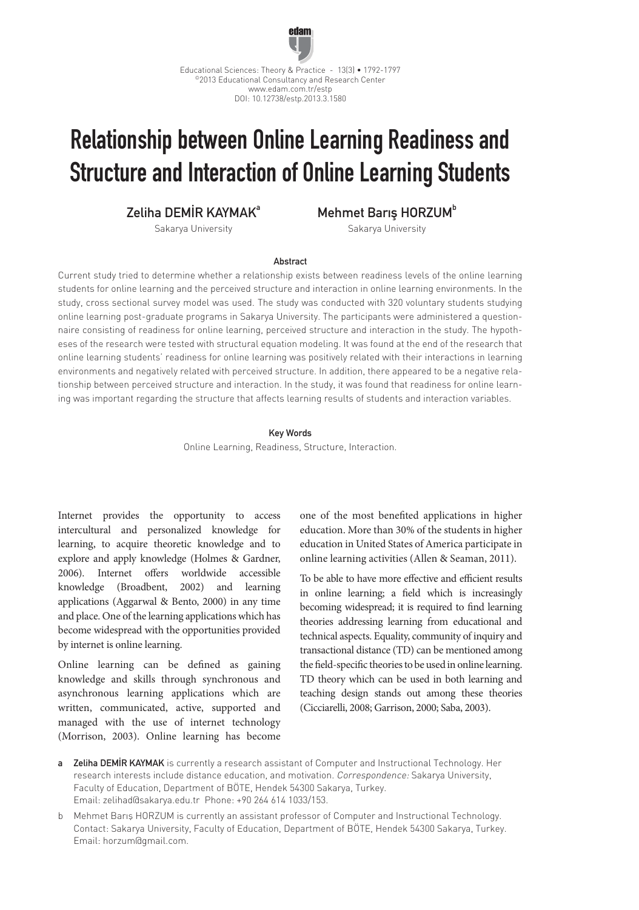# Relationship between Online Learning Readiness and Structure and Interaction of Online Learning Students

**Zeliha DEMİR KAYMAK**[a]
Sakarya University

**Mehmet Barış HORZUM**[b]
Sakarya University

### Abstract

Current study tried to determine whether a relationship exists between readiness levels of the online learning students for online learning and the perceived structure and interaction in online learning environments. In the study, cross sectional survey model was used. The study was conducted with 320 voluntary students studying online learning post-graduate programs in Sakarya University. The participants were administered a questionnaire consisting of readiness for online learning, perceived structure and interaction in the study. The hypotheses of the research were tested with structural equation modeling. It was found at the end of the research that online learning students' readiness for online learning was positively related with their interactions in learning environments and negatively related with perceived structure. In addition, there appeared to be a negative relationship between perceived structure and interaction. In the study, it was found that readiness for online learning was important regarding the structure that affects learning results of students and interaction variables.

### Key Words

Online Learning, Readiness, Structure, Interaction.

Internet provides the opportunity to access intercultural and personalized knowledge for learning, to acquire theoretic knowledge and to explore and apply knowledge (Holmes & Gardner, 2006). Internet offers worldwide accessible knowledge (Broadbent, 2002) and learning applications (Aggarwal & Bento, 2000) in any time and place. One of the learning applications which has become widespread with the opportunities provided by internet is online learning.

Online learning can be defined as gaining knowledge and skills through synchronous and asynchronous learning applications which are written, communicated, active, supported and managed with the use of internet technology (Morrison, 2003). Online learning has become one of the most benefited applications in higher education. More than 30% of the students in higher education in United States of America participate in online learning activities (Allen & Seaman, 2011).

To be able to have more effective and efficient results in online learning; a field which is increasingly becoming widespread; it is required to find learning theories addressing learning from educational and technical aspects. Equality, community of inquiry and transactional distance (TD) can be mentioned among the field-specific theories to be used in online learning. TD theory which can be used in both learning and teaching design stands out among these theories (Cicciarelli, 2008; Garrison, 2000; Saba, 2003).

a **Zeliha DEMİR KAYMAK** is currently a research assistant of Computer and Instructional Technology. Her research interests include distance education, and motivation. *Correspondence:* Sakarya University, Faculty of Education, Department of BÖTE, Hendek 54300 Sakarya, Turkey. Email: zelihad@sakarya.edu.tr Phone: +90 264 614 1033/153.

b Mehmet Barış HORZUM is currently an assistant professor of Computer and Instructional Technology. Contact: Sakarya University, Faculty of Education, Department of BÖTE, Hendek 54300 Sakarya, Turkey. Email: horzum@gmail.com.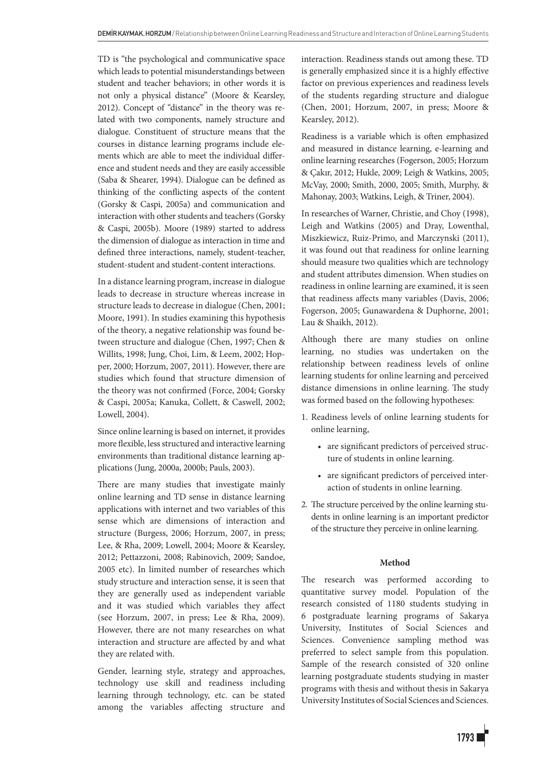TD is "the psychological and communicative space which leads to potential misunderstandings between student and teacher behaviors; in other words it is not only a physical distance" (Moore & Kearsley, 2012). Concept of "distance" in the theory was related with two components, namely structure and dialogue. Constituent of structure means that the courses in distance learning programs include elements which are able to meet the individual difference and student needs and they are easily accessible (Saba & Shearer, 1994). Dialogue can be defined as thinking of the conflicting aspects of the content (Gorsky & Caspi, 2005a) and communication and interaction with other students and teachers (Gorsky & Caspi, 2005b). Moore (1989) started to address the dimension of dialogue as interaction in time and defined three interactions, namely, student-teacher, student-student and student-content interactions.

In a distance learning program, increase in dialogue leads to decrease in structure whereas increase in structure leads to decrease in dialogue (Chen, 2001; Moore, 1991). In studies examining this hypothesis of the theory, a negative relationship was found between structure and dialogue (Chen, 1997; Chen & Willits, 1998; Jung, Choi, Lim, & Leem, 2002; Hopper, 2000; Horzum, 2007, 2011). However, there are studies which found that structure dimension of the theory was not confirmed (Force, 2004; Gorsky & Caspi, 2005a; Kanuka, Collett, & Caswell, 2002; Lowell, 2004).

Since online learning is based on internet, it provides more flexible, less structured and interactive learning environments than traditional distance learning applications (Jung, 2000a, 2000b; Pauls, 2003).

There are many studies that investigate mainly online learning and TD sense in distance learning applications with internet and two variables of this sense which are dimensions of interaction and structure (Burgess, 2006; Horzum, 2007, in press; Lee, & Rha, 2009; Lowell, 2004; Moore & Kearsley, 2012; Pettazzoni, 2008; Rabinovich, 2009; Sandoe, 2005 etc). In limited number of researches which study structure and interaction sense, it is seen that they are generally used as independent variable and it was studied which variables they affect (see Horzum, 2007, in press; Lee & Rha, 2009). However, there are not many researches on what interaction and structure are affected by and what they are related with.

Gender, learning style, strategy and approaches, technology use skill and readiness including learning through technology, etc. can be stated among the variables affecting structure and interaction. Readiness stands out among these. TD is generally emphasized since it is a highly effective factor on previous experiences and readiness levels of the students regarding structure and dialogue (Chen, 2001; Horzum, 2007, in press; Moore & Kearsley, 2012).

Readiness is a variable which is often emphasized and measured in distance learning, e-learning and online learning researches (Fogerson, 2005; Horzum & Çakır, 2012; Hukle, 2009; Leigh & Watkins, 2005; McVay, 2000; Smith, 2000, 2005; Smith, Murphy, & Mahonay, 2003; Watkins, Leigh, & Triner, 2004).

In researches of Warner, Christie, and Choy (1998), Leigh and Watkins (2005) and Dray, Lowenthal, Miszkiewicz, Ruiz-Primo, and Marczynski (2011), it was found out that readiness for online learning should measure two qualities which are technology and student attributes dimension. When studies on readiness in online learning are examined, it is seen that readiness affects many variables (Davis, 2006; Fogerson, 2005; Gunawardena & Duphorne, 2001; Lau & Shaikh, 2012).

Although there are many studies on online learning, no studies was undertaken on the relationship between readiness levels of online learning students for online learning and perceived distance dimensions in online learning. The study was formed based on the following hypotheses:

1. Readiness levels of online learning students for online learning,
   - are significant predictors of perceived structure of students in online learning.
   - are significant predictors of perceived interaction of students in online learning.
2. The structure perceived by the online learning students in online learning is an important predictor of the structure they perceive in online learning.

## Method

The research was performed according to quantitative survey model. Population of the research consisted of 1180 students studying in 6 postgraduate learning programs of Sakarya University, Institutes of Social Sciences and Sciences. Convenience sampling method was preferred to select sample from this population. Sample of the research consisted of 320 online learning postgraduate students studying in master programs with thesis and without thesis in Sakarya University Institutes of Social Sciences and Sciences.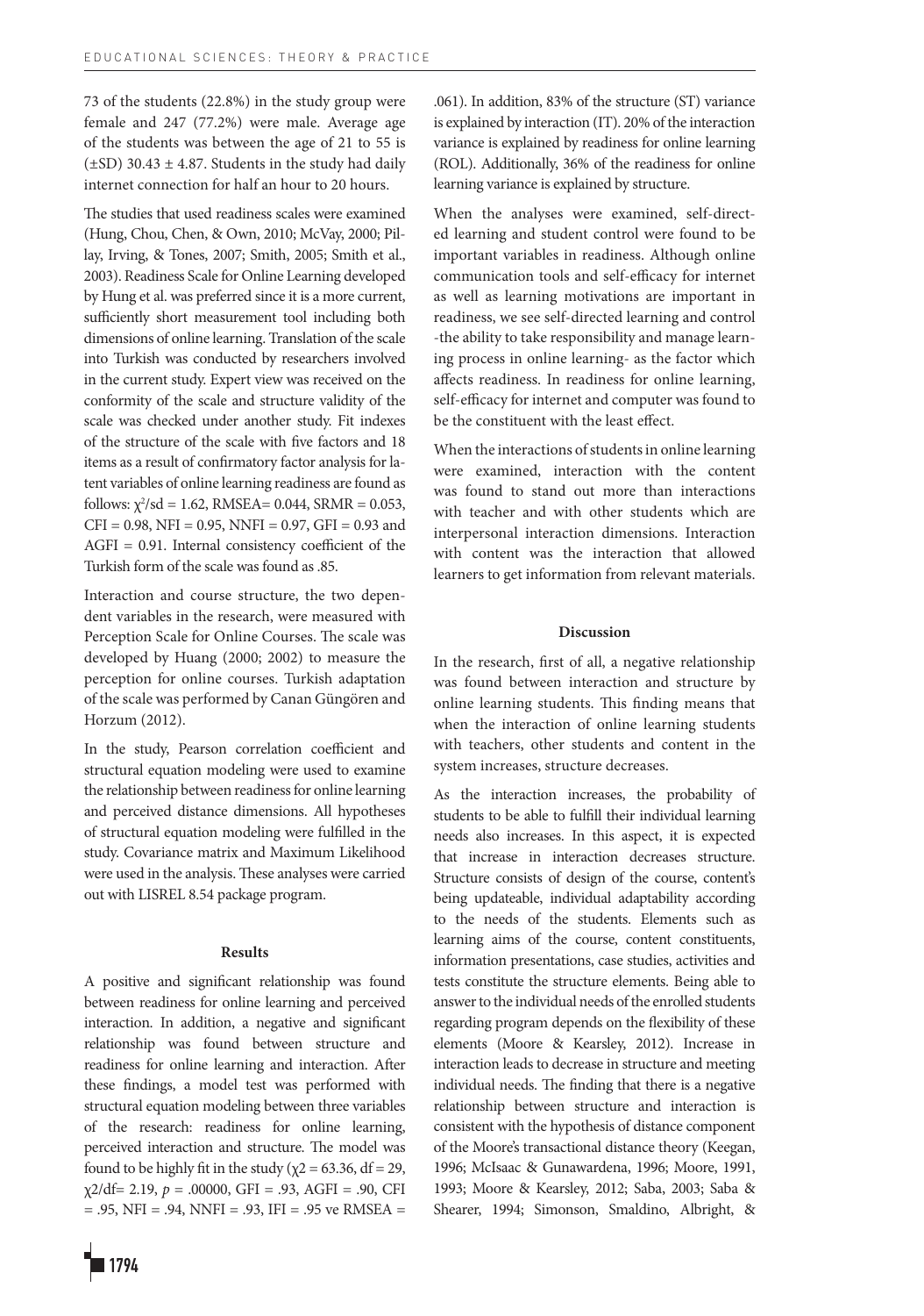73 of the students (22.8%) in the study group were female and 247 (77.2%) were male. Average age of the students was between the age of 21 to 55 is (±SD) 30.43 ± 4.87. Students in the study had daily internet connection for half an hour to 20 hours.

The studies that used readiness scales were examined (Hung, Chou, Chen, & Own, 2010; McVay, 2000; Pillay, Irving, & Tones, 2007; Smith, 2005; Smith et al., 2003). Readiness Scale for Online Learning developed by Hung et al. was preferred since it is a more current, sufficiently short measurement tool including both dimensions of online learning. Translation of the scale into Turkish was conducted by researchers involved in the current study. Expert view was received on the conformity of the scale and structure validity of the scale was checked under another study. Fit indexes of the structure of the scale with five factors and 18 items as a result of confirmatory factor analysis for latent variables of online learning readiness are found as follows: $\chi^2$/sd = 1.62, RMSEA= 0.044, SRMR = 0.053, CFI = 0.98, NFI = 0.95, NNFI = 0.97, GFI = 0.93 and AGFI = 0.91. Internal consistency coefficient of the Turkish form of the scale was found as .85.

Interaction and course structure, the two dependent variables in the research, were measured with Perception Scale for Online Courses. The scale was developed by Huang (2000; 2002) to measure the perception for online courses. Turkish adaptation of the scale was performed by Canan Güngören and Horzum (2012).

In the study, Pearson correlation coefficient and structural equation modeling were used to examine the relationship between readiness for online learning and perceived distance dimensions. All hypotheses of structural equation modeling were fulfilled in the study. Covariance matrix and Maximum Likelihood were used in the analysis. These analyses were carried out with LISREL 8.54 package program.

## Results

A positive and significant relationship was found between readiness for online learning and perceived interaction. In addition, a negative and significant relationship was found between structure and readiness for online learning and interaction. After these findings, a model test was performed with structural equation modeling between three variables of the research: readiness for online learning, perceived interaction and structure. The model was found to be highly fit in the study ($\chi 2$ = 63.36, df = 29, $\chi 2$/df= 2.19, $p$ = .00000, GFI = .93, AGFI = .90, CFI = .95, NFI = .94, NNFI = .93, IFI = .95 ve RMSEA = .061). In addition, 83% of the structure (ST) variance is explained by interaction (IT). 20% of the interaction variance is explained by readiness for online learning (ROL). Additionally, 36% of the readiness for online learning variance is explained by structure.

When the analyses were examined, self-directed learning and student control were found to be important variables in readiness. Although online communication tools and self-efficacy for internet as well as learning motivations are important in readiness, we see self-directed learning and control -the ability to take responsibility and manage learning process in online learning- as the factor which affects readiness. In readiness for online learning, self-efficacy for internet and computer was found to be the constituent with the least effect.

When the interactions of students in online learning were examined, interaction with the content was found to stand out more than interactions with teacher and with other students which are interpersonal interaction dimensions. Interaction with content was the interaction that allowed learners to get information from relevant materials.

## Discussion

In the research, first of all, a negative relationship was found between interaction and structure by online learning students. This finding means that when the interaction of online learning students with teachers, other students and content in the system increases, structure decreases.

As the interaction increases, the probability of students to be able to fulfill their individual learning needs also increases. In this aspect, it is expected that increase in interaction decreases structure. Structure consists of design of the course, content's being updateable, individual adaptability according to the needs of the students. Elements such as learning aims of the course, content constituents, information presentations, case studies, activities and tests constitute the structure elements. Being able to answer to the individual needs of the enrolled students regarding program depends on the flexibility of these elements (Moore & Kearsley, 2012). Increase in interaction leads to decrease in structure and meeting individual needs. The finding that there is a negative relationship between structure and interaction is consistent with the hypothesis of distance component of the Moore's transactional distance theory (Keegan, 1996; McIsaac & Gunawardena, 1996; Moore, 1991, 1993; Moore & Kearsley, 2012; Saba, 2003; Saba & Shearer, 1994; Simonson, Smaldino, Albright, &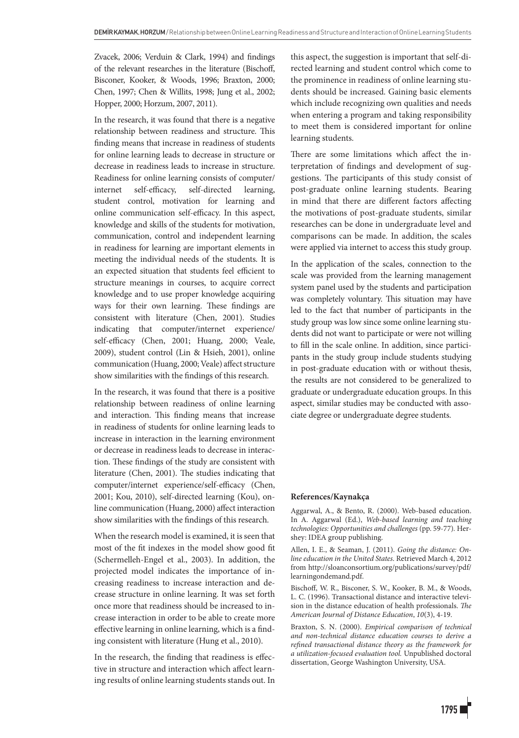Zvacek, 2006; Verduin & Clark, 1994) and findings of the relevant researches in the literature (Bischoff, Bisconer, Kooker, & Woods, 1996; Braxton, 2000; Chen, 1997; Chen & Willits, 1998; Jung et al., 2002; Hopper, 2000; Horzum, 2007, 2011).

In the research, it was found that there is a negative relationship between readiness and structure. This finding means that increase in readiness of students for online learning leads to decrease in structure or decrease in readiness leads to increase in structure. Readiness for online learning consists of computer/internet self-efficacy, self-directed learning, student control, motivation for learning and online communication self-efficacy. In this aspect, knowledge and skills of the students for motivation, communication, control and independent learning in readiness for learning are important elements in meeting the individual needs of the students. It is an expected situation that students feel efficient to structure meanings in courses, to acquire correct knowledge and to use proper knowledge acquiring ways for their own learning. These findings are consistent with literature (Chen, 2001). Studies indicating that computer/internet experience/self-efficacy (Chen, 2001; Huang, 2000; Veale, 2009), student control (Lin & Hsieh, 2001), online communication (Huang, 2000; Veale) affect structure show similarities with the findings of this research.

In the research, it was found that there is a positive relationship between readiness of online learning and interaction. This finding means that increase in readiness of students for online learning leads to increase in interaction in the learning environment or decrease in readiness leads to decrease in interaction. These findings of the study are consistent with literature (Chen, 2001). The studies indicating that computer/internet experience/self-efficacy (Chen, 2001; Kou, 2010), self-directed learning (Kou), online communication (Huang, 2000) affect interaction show similarities with the findings of this research.

When the research model is examined, it is seen that most of the fit indexes in the model show good fit (Schermelleh-Engel et al., 2003). In addition, the projected model indicates the importance of increasing readiness to increase interaction and decrease structure in online learning. It was set forth once more that readiness should be increased to increase interaction in order to be able to create more effective learning in online learning, which is a finding consistent with literature (Hung et al., 2010).

In the research, the finding that readiness is effective in structure and interaction which affect learning results of online learning students stands out. In this aspect, the suggestion is important that self-directed learning and student control which come to the prominence in readiness of online learning students should be increased. Gaining basic elements which include recognizing own qualities and needs when entering a program and taking responsibility to meet them is considered important for online learning students.

There are some limitations which affect the interpretation of findings and development of suggestions. The participants of this study consist of post-graduate online learning students. Bearing in mind that there are different factors affecting the motivations of post-graduate students, similar researches can be done in undergraduate level and comparisons can be made. In addition, the scales were applied via internet to access this study group.

In the application of the scales, connection to the scale was provided from the learning management system panel used by the students and participation was completely voluntary. This situation may have led to the fact that number of participants in the study group was low since some online learning students did not want to participate or were not willing to fill in the scale online. In addition, since participants in the study group include students studying in post-graduate education with or without thesis, the results are not considered to be generalized to graduate or undergraduate education groups. In this aspect, similar studies may be conducted with associate degree or undergraduate degree students.

**References/Kaynakça**

Aggarwal, A., & Bento, R. (2000). Web-based education. In A. Aggarwal (Ed.), *Web-based learning and teaching technologies: Opportunities and challenges* (pp. 59-77). Hershey: IDEA group publishing.

Allen, I. E., & Seaman, J. (2011). *Going the distance: Online education in the United States*. Retrieved March 4, 2012 from http://sloanconsortium.org/publications/survey/pdf/learningondemand.pdf.

Bischoff, W. R., Bisconer, S. W., Kooker, B. M., & Woods, L. C. (1996). Transactional distance and interactive television in the distance education of health professionals. *The American Journal of Distance Education*, *10*(3), 4-19.

Braxton, S. N. (2000). *Empirical comparison of technical and non-technical distance education courses to derive a refined transactional distance theory as the framework for a utilization-focused evaluation tool.* Unpublished doctoral dissertation, George Washington University, USA.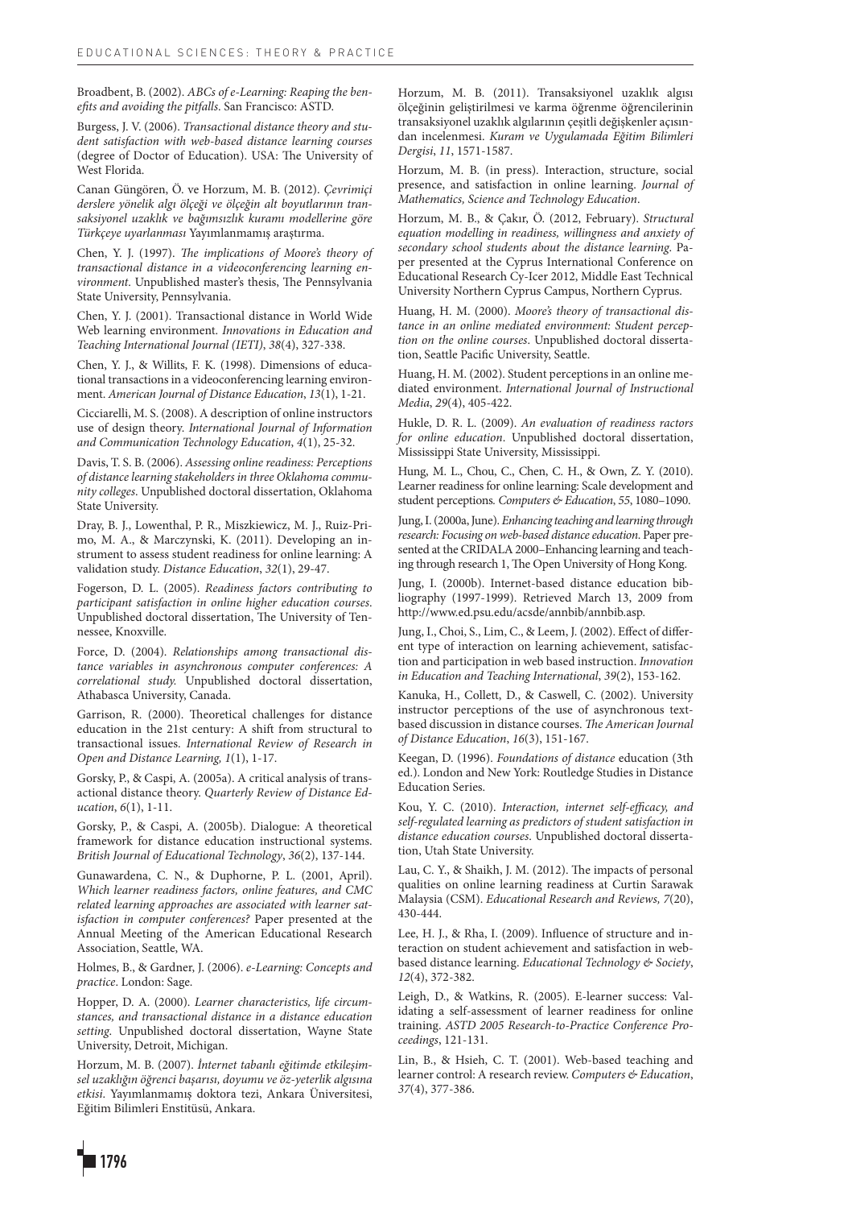Broadbent, B. (2002). *ABCs of e-Learning: Reaping the benefits and avoiding the pitfalls*. San Francisco: ASTD.

Burgess, J. V. (2006). *Transactional distance theory and student satisfaction with web-based distance learning courses* (degree of Doctor of Education). USA: The University of West Florida.

Canan Güngören, Ö. ve Horzum, M. B. (2012). *Çevrimiçi derslere yönelik algı ölçeği ve ölçeğin alt boyutlarının transaksiyonel uzaklık ve bağımsızlık kuramı modellerine göre Türkçeye uyarlanması* Yayımlanmamış araştırma.

Chen, Y. J. (1997). *The implications of Moore's theory of transactional distance in a videoconferencing learning environment*. Unpublished master's thesis, The Pennsylvania State University, Pennsylvania.

Chen, Y. J. (2001). Transactional distance in World Wide Web learning environment. *Innovations in Education and Teaching International Journal (IETI)*, *38*(4), 327-338.

Chen, Y. J., & Willits, F. K. (1998). Dimensions of educational transactions in a videoconferencing learning environment. *American Journal of Distance Education*, *13*(1), 1-21.

Cicciarelli, M. S. (2008). A description of online instructors use of design theory. *International Journal of Information and Communication Technology Education*, *4*(1), 25-32.

Davis, T. S. B. (2006). *Assessing online readiness: Perceptions of distance learning stakeholders in three Oklahoma community colleges*. Unpublished doctoral dissertation, Oklahoma State University.

Dray, B. J., Lowenthal, P. R., Miszkiewicz, M. J., Ruiz-Primo, M. A., & Marczynski, K. (2011). Developing an instrument to assess student readiness for online learning: A validation study. *Distance Education*, *32*(1), 29-47.

Fogerson, D. L. (2005). *Readiness factors contributing to participant satisfaction in online higher education courses*. Unpublished doctoral dissertation, The University of Tennessee, Knoxville.

Force, D. (2004). *Relationships among transactional distance variables in asynchronous computer conferences: A correlational study.* Unpublished doctoral dissertation, Athabasca University, Canada.

Garrison, R. (2000). Theoretical challenges for distance education in the 21st century: A shift from structural to transactional issues. *International Review of Research in Open and Distance Learning, 1*(1), 1-17.

Gorsky, P., & Caspi, A. (2005a). A critical analysis of transactional distance theory. *Quarterly Review of Distance Education*, *6*(1), 1-11.

Gorsky, P., & Caspi, A. (2005b). Dialogue: A theoretical framework for distance education instructional systems. *British Journal of Educational Technology*, *36*(2), 137-144.

Gunawardena, C. N., & Duphorne, P. L. (2001, April). *Which learner readiness factors, online features, and CMC related learning approaches are associated with learner satisfaction in computer conferences?* Paper presented at the Annual Meeting of the American Educational Research Association, Seattle, WA.

Holmes, B., & Gardner, J. (2006). *e-Learning: Concepts and practice*. London: Sage.

Hopper, D. A. (2000). *Learner characteristics, life circumstances, and transactional distance in a distance education setting*. Unpublished doctoral dissertation, Wayne State University, Detroit, Michigan.

Horzum, M. B. (2007). *İnternet tabanlı eğitimde etkileşimsel uzaklığın öğrenci başarısı, doyumu ve öz-yeterlik algısına etkisi*. Yayımlanmamış doktora tezi, Ankara Üniversitesi, Eğitim Bilimleri Enstitüsü, Ankara.

Horzum, M. B. (2011). Transaksiyonel uzaklık algısı ölçeğinin geliştirilmesi ve karma öğrenme öğrencilerinin transaksiyonel uzaklık algılarının çeşitli değişkenler açısından incelenmesi. *Kuram ve Uygulamada Eğitim Bilimleri Dergisi*, *11*, 1571-1587.

Horzum, M. B. (in press). Interaction, structure, social presence, and satisfaction in online learning. *Journal of Mathematics, Science and Technology Education*.

Horzum, M. B., & Çakır, Ö. (2012, February). *Structural equation modelling in readiness, willingness and anxiety of secondary school students about the distance learning.* Paper presented at the Cyprus International Conference on Educational Research Cy-Icer 2012, Middle East Technical University Northern Cyprus Campus, Northern Cyprus.

Huang, H. M. (2000). *Moore's theory of transactional distance in an online mediated environment: Student perception on the online courses*. Unpublished doctoral dissertation, Seattle Pacific University, Seattle.

Huang, H. M. (2002). Student perceptions in an online mediated environment. *International Journal of Instructional Media*, *29*(4), 405-422.

Hukle, D. R. L. (2009). *An evaluation of readiness ractors for online education*. Unpublished doctoral dissertation, Mississippi State University, Mississippi.

Hung, M. L., Chou, C., Chen, C. H., & Own, Z. Y. (2010). Learner readiness for online learning: Scale development and student perceptions. *Computers & Education*, *55*, 1080–1090.

Jung, I. (2000a, June). *Enhancing teaching and learning through research: Focusing on web-based distance education*. Paper presented at the CRIDALA 2000–Enhancing learning and teaching through research 1, The Open University of Hong Kong.

Jung, I. (2000b). Internet-based distance education bibliography (1997-1999). Retrieved March 13, 2009 from http://www.ed.psu.edu/acsde/annbib/annbib.asp.

Jung, I., Choi, S., Lim, C., & Leem, J. (2002). Effect of different type of interaction on learning achievement, satisfaction and participation in web based instruction. *Innovation in Education and Teaching International*, *39*(2), 153-162.

Kanuka, H., Collett, D., & Caswell, C. (2002). University instructor perceptions of the use of asynchronous text-based discussion in distance courses. *The American Journal of Distance Education*, *16*(3), 151-167.

Keegan, D. (1996). *Foundations of distance* education (3th ed.). London and New York: Routledge Studies in Distance Education Series.

Kou, Y. C. (2010). *Interaction, internet self-efficacy, and self-regulated learning as predictors of student satisfaction in distance education courses*. Unpublished doctoral dissertation, Utah State University.

Lau, C. Y., & Shaikh, J. M. (2012). The impacts of personal qualities on online learning readiness at Curtin Sarawak Malaysia (CSM). *Educational Research and Reviews, 7*(20), 430-444.

Lee, H. J., & Rha, I. (2009). Influence of structure and interaction on student achievement and satisfaction in web-based distance learning. *Educational Technology & Society*, *12*(4), 372-382.

Leigh, D., & Watkins, R. (2005). E-learner success: Validating a self-assessment of learner readiness for online training. *ASTD 2005 Research-to-Practice Conference Proceedings*, 121-131.

Lin, B., & Hsieh, C. T. (2001). Web-based teaching and learner control: A research review. *Computers & Education*, *37*(4), 377-386.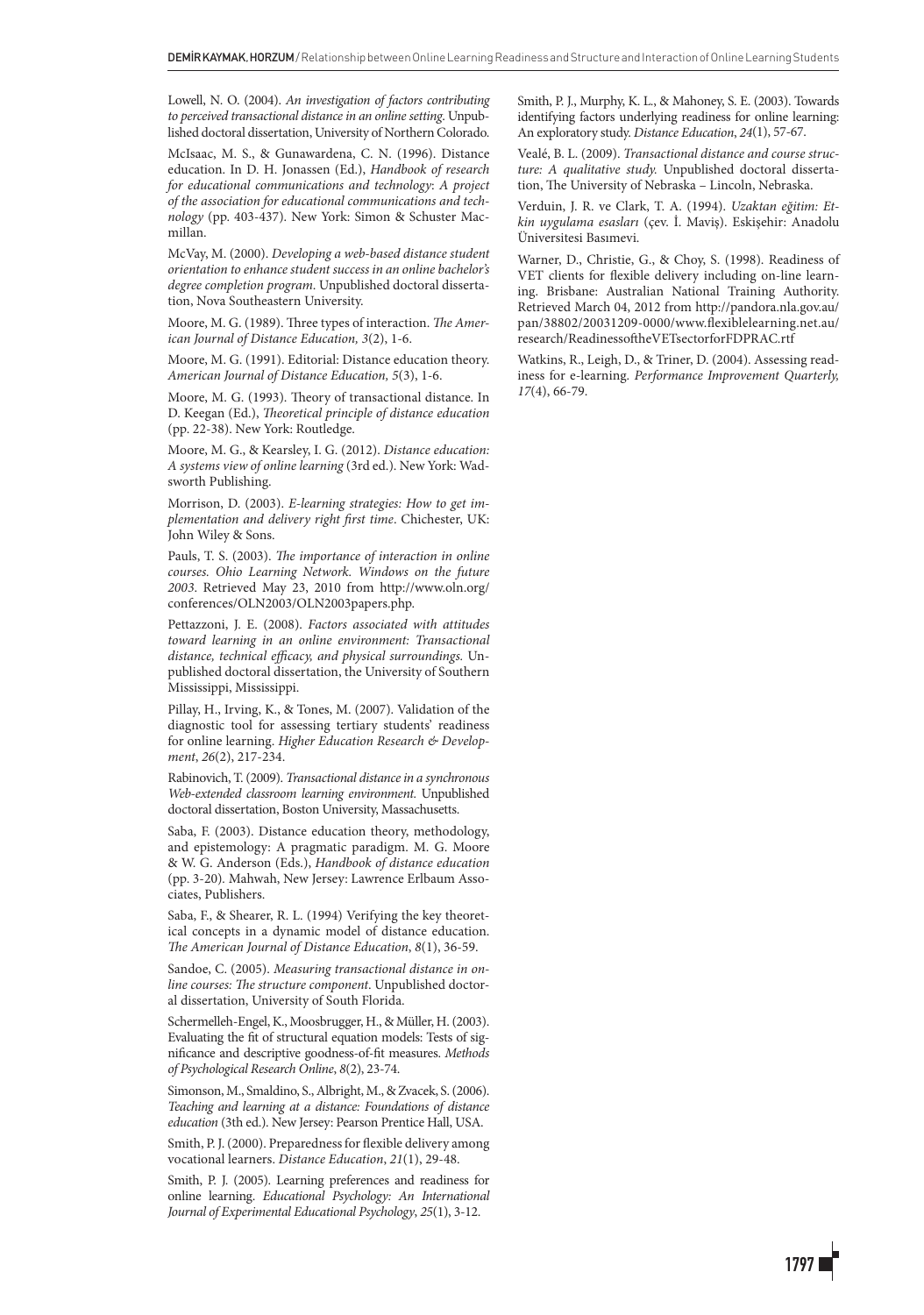Lowell, N. O. (2004). *An investigation of factors contributing to perceived transactional distance in an online setting.* Unpublished doctoral dissertation, University of Northern Colorado.

McIsaac, M. S., & Gunawardena, C. N. (1996). Distance education. In D. H. Jonassen (Ed.), *Handbook of research for educational communications and technology*: *A project of the association for educational communications and technology* (pp. 403-437). New York: Simon & Schuster Macmillan.

McVay, M. (2000). *Developing a web-based distance student orientation to enhance student success in an online bachelor's degree completion program.* Unpublished doctoral dissertation, Nova Southeastern University.

Moore, M. G. (1989). Three types of interaction. *The American Journal of Distance Education, 3*(2), 1-6.

Moore, M. G. (1991). Editorial: Distance education theory. *American Journal of Distance Education, 5*(3), 1-6.

Moore, M. G. (1993). Theory of transactional distance. In D. Keegan (Ed.), *Theoretical principle of distance education* (pp. 22-38). New York: Routledge.

Moore, M. G., & Kearsley, I. G. (2012). *Distance education: A systems view of online learning* (3rd ed.). New York: Wadsworth Publishing.

Morrison, D. (2003). *E-learning strategies: How to get implementation and delivery right first time*. Chichester, UK: John Wiley & Sons.

Pauls, T. S. (2003). *The importance of interaction in online courses. Ohio Learning Network. Windows on the future 2003.* Retrieved May 23, 2010 from http://www.oln.org/conferences/OLN2003/OLN2003papers.php.

Pettazzoni, J. E. (2008). *Factors associated with attitudes toward learning in an online environment: Transactional distance, technical efficacy, and physical surroundings.* Unpublished doctoral dissertation, the University of Southern Mississippi, Mississippi.

Pillay, H., Irving, K., & Tones, M. (2007). Validation of the diagnostic tool for assessing tertiary students' readiness for online learning. *Higher Education Research & Development*, *26*(2), 217-234.

Rabinovich, T. (2009). *Transactional distance in a synchronous Web-extended classroom learning environment.* Unpublished doctoral dissertation, Boston University, Massachusetts.

Saba, F. (2003). Distance education theory, methodology, and epistemology: A pragmatic paradigm. M. G. Moore & W. G. Anderson (Eds.), *Handbook of distance education* (pp. 3-20). Mahwah, New Jersey: Lawrence Erlbaum Associates, Publishers.

Saba, F., & Shearer, R. L. (1994) Verifying the key theoretical concepts in a dynamic model of distance education. *The American Journal of Distance Education*, *8*(1), 36-59.

Sandoe, C. (2005). *Measuring transactional distance in online courses: The structure component*. Unpublished doctoral dissertation, University of South Florida.

Schermelleh-Engel, K., Moosbrugger, H., & Müller, H. (2003). Evaluating the fit of structural equation models: Tests of significance and descriptive goodness-of-fit measures. *Methods of Psychological Research Online*, *8*(2), 23-74.

Simonson, M., Smaldino, S., Albright, M., & Zvacek, S. (2006). *Teaching and learning at a distance: Foundations of distance education* (3th ed.). New Jersey: Pearson Prentice Hall, USA.

Smith, P. J. (2000). Preparedness for flexible delivery among vocational learners. *Distance Education*, *21*(1), 29-48.

Smith, P. J. (2005). Learning preferences and readiness for online learning. *Educational Psychology: An International Journal of Experimental Educational Psychology*, *25*(1), 3-12.

Smith, P. J., Murphy, K. L., & Mahoney, S. E. (2003). Towards identifying factors underlying readiness for online learning: An exploratory study. *Distance Education*, *24*(1), 57-67.

Vealé, B. L. (2009). *Transactional distance and course structure: A qualitative study.* Unpublished doctoral dissertation, The University of Nebraska – Lincoln, Nebraska.

Verduin, J. R. ve Clark, T. A. (1994). *Uzaktan eğitim: Etkin uygulama esasları* (çev. İ. Maviş). Eskişehir: Anadolu Üniversitesi Basımevi.

Warner, D., Christie, G., & Choy, S. (1998). Readiness of VET clients for flexible delivery including on-line learning. Brisbane: Australian National Training Authority. Retrieved March 04, 2012 from http://pandora.nla.gov.au/pan/38802/20031209-0000/www.flexiblelearning.net.au/research/ReadinessoftheVETsectorforFDPRAC.rtf

Watkins, R., Leigh, D., & Triner, D. (2004). Assessing readiness for e-learning. *Performance Improvement Quarterly, 17*(4), 66-79.